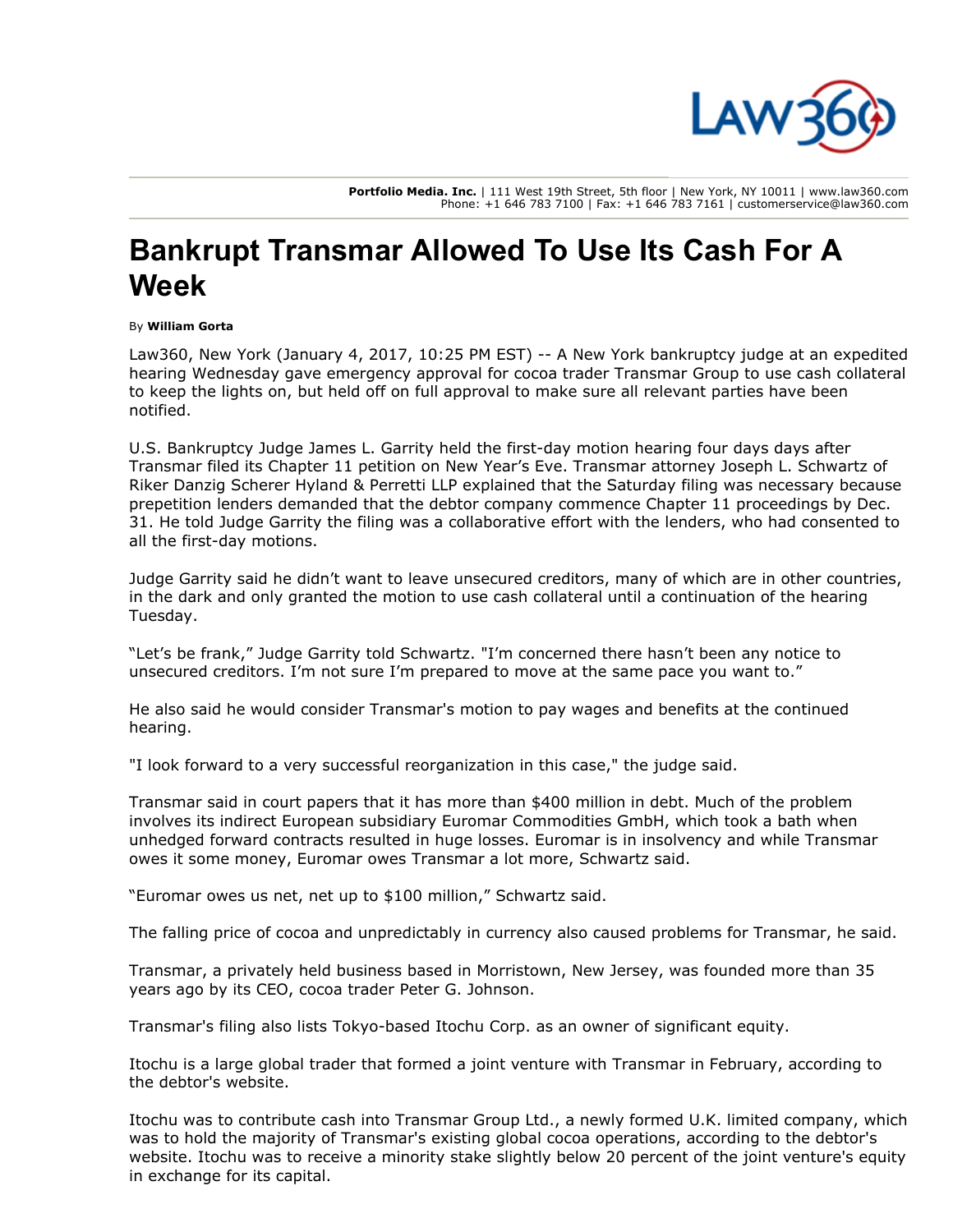**Portfolio Media. Inc.** | 111 West 19th Street, 5th floor | New York, NY 10011 | www.law360.com
Phone: +1 646 783 7100 | Fax: +1 646 783 7161 | customerservice@law360.com

# Bankrupt Transmar Allowed To Use Its Cash For A Week

By **William Gorta**

Law360, New York (January 4, 2017, 10:25 PM EST) -- A New York bankruptcy judge at an expedited hearing Wednesday gave emergency approval for cocoa trader Transmar Group to use cash collateral to keep the lights on, but held off on full approval to make sure all relevant parties have been notified.

U.S. Bankruptcy Judge James L. Garrity held the first-day motion hearing four days days after Transmar filed its Chapter 11 petition on New Year's Eve. Transmar attorney Joseph L. Schwartz of Riker Danzig Scherer Hyland & Perretti LLP explained that the Saturday filing was necessary because prepetition lenders demanded that the debtor company commence Chapter 11 proceedings by Dec. 31. He told Judge Garrity the filing was a collaborative effort with the lenders, who had consented to all the first-day motions.

Judge Garrity said he didn't want to leave unsecured creditors, many of which are in other countries, in the dark and only granted the motion to use cash collateral until a continuation of the hearing Tuesday.

"Let's be frank," Judge Garrity told Schwartz. "I'm concerned there hasn't been any notice to unsecured creditors. I'm not sure I'm prepared to move at the same pace you want to."

He also said he would consider Transmar's motion to pay wages and benefits at the continued hearing.

"I look forward to a very successful reorganization in this case," the judge said.

Transmar said in court papers that it has more than $400 million in debt. Much of the problem involves its indirect European subsidiary Euromar Commodities GmbH, which took a bath when unhedged forward contracts resulted in huge losses. Euromar is in insolvency and while Transmar owes it some money, Euromar owes Transmar a lot more, Schwartz said.

"Euromar owes us net, net up to $100 million," Schwartz said.

The falling price of cocoa and unpredictably in currency also caused problems for Transmar, he said.

Transmar, a privately held business based in Morristown, New Jersey, was founded more than 35 years ago by its CEO, cocoa trader Peter G. Johnson.

Transmar's filing also lists Tokyo-based Itochu Corp. as an owner of significant equity.

Itochu is a large global trader that formed a joint venture with Transmar in February, according to the debtor's website.

Itochu was to contribute cash into Transmar Group Ltd., a newly formed U.K. limited company, which was to hold the majority of Transmar's existing global cocoa operations, according to the debtor's website. Itochu was to receive a minority stake slightly below 20 percent of the joint venture's equity in exchange for its capital.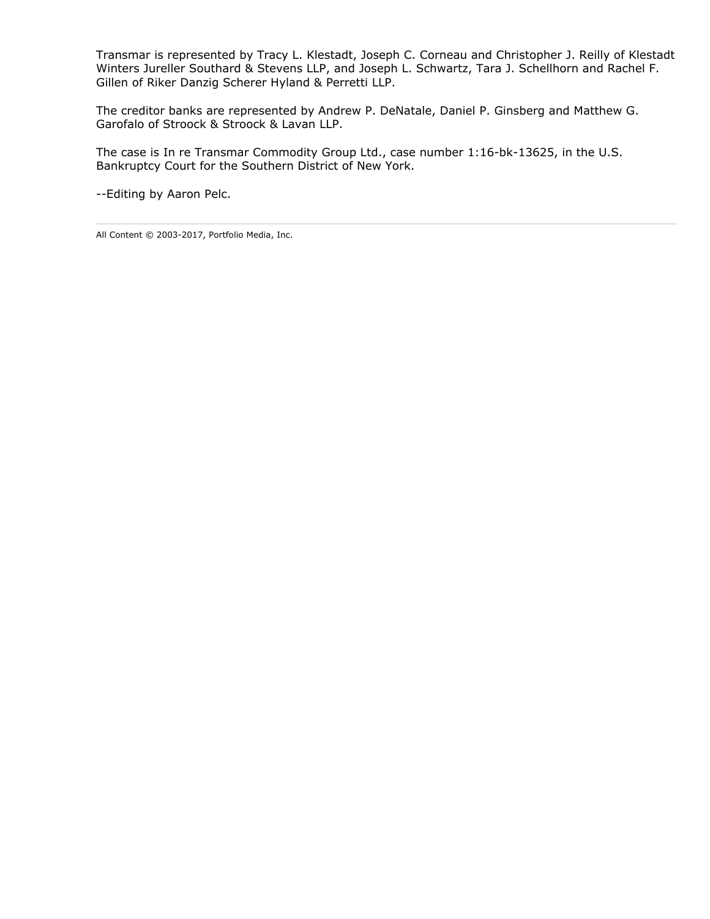Transmar is represented by Tracy L. Klestadt, Joseph C. Corneau and Christopher J. Reilly of Klestadt Winters Jureller Southard & Stevens LLP, and Joseph L. Schwartz, Tara J. Schellhorn and Rachel F. Gillen of Riker Danzig Scherer Hyland & Perretti LLP.

The creditor banks are represented by Andrew P. DeNatale, Daniel P. Ginsberg and Matthew G. Garofalo of Stroock & Stroock & Lavan LLP.

The case is In re Transmar Commodity Group Ltd., case number 1:16-bk-13625, in the U.S. Bankruptcy Court for the Southern District of New York.

--Editing by Aaron Pelc.

All Content © 2003-2017, Portfolio Media, Inc.